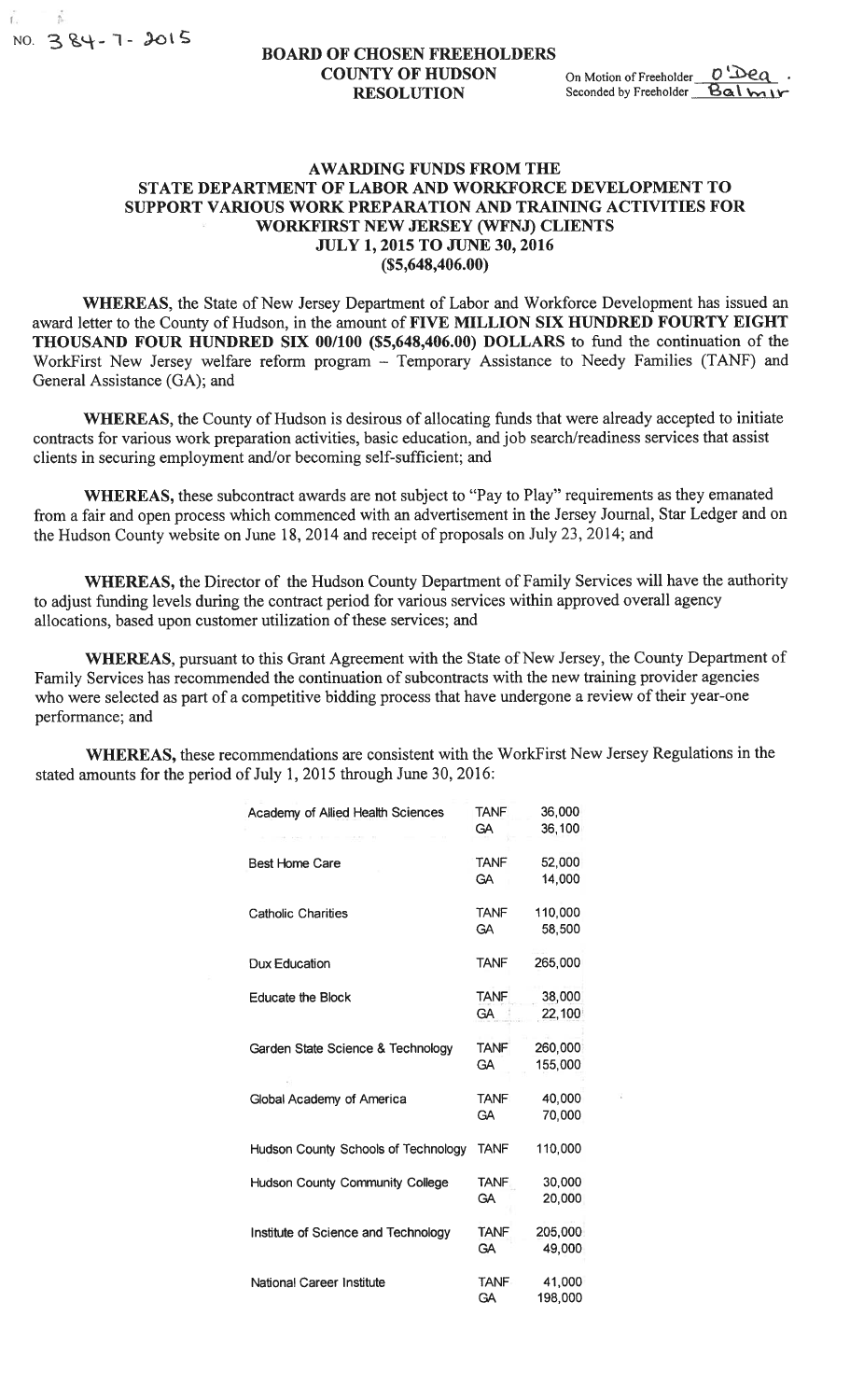NO. 384-7-2015

**BOARD OF CHOSEN FREEHOLDERS**
**COUNTY OF HUDSON**
**RESOLUTION**

On Motion of Freeholder O'Dea
Seconded by Freeholder Balmir

## AWARDING FUNDS FROM THE STATE DEPARTMENT OF LABOR AND WORKFORCE DEVELOPMENT TO SUPPORT VARIOUS WORK PREPARATION AND TRAINING ACTIVITIES FOR WORKFIRST NEW JERSEY (WFNJ) CLIENTS JULY 1, 2015 TO JUNE 30, 2016 ($5,648,406.00)

**WHEREAS,** the State of New Jersey Department of Labor and Workforce Development has issued an award letter to the County of Hudson, in the amount of **FIVE MILLION SIX HUNDRED FOURTY EIGHT THOUSAND FOUR HUNDRED SIX 00/100 ($5,648,406.00) DOLLARS** to fund the continuation of the WorkFirst New Jersey welfare reform program – Temporary Assistance to Needy Families (TANF) and General Assistance (GA); and

**WHEREAS,** the County of Hudson is desirous of allocating funds that were already accepted to initiate contracts for various work preparation activities, basic education, and job search/readiness services that assist clients in securing employment and/or becoming self-sufficient; and

**WHEREAS,** these subcontract awards are not subject to "Pay to Play" requirements as they emanated from a fair and open process which commenced with an advertisement in the Jersey Journal, Star Ledger and on the Hudson County website on June 18, 2014 and receipt of proposals on July 23, 2014; and

**WHEREAS,** the Director of the Hudson County Department of Family Services will have the authority to adjust funding levels during the contract period for various services within approved overall agency allocations, based upon customer utilization of these services; and

**WHEREAS,** pursuant to this Grant Agreement with the State of New Jersey, the County Department of Family Services has recommended the continuation of subcontracts with the new training provider agencies who were selected as part of a competitive bidding process that have undergone a review of their year-one performance; and

**WHEREAS,** these recommendations are consistent with the WorkFirst New Jersey Regulations in the stated amounts for the period of July 1, 2015 through June 30, 2016:

| Agency | Program | Amount |
|---|---|---|
| Academy of Allied Health Sciences | TANF | 36,000 |
| | GA | 36,100 |
| Best Home Care | TANF | 52,000 |
| | GA | 14,000 |
| Catholic Charities | TANF | 110,000 |
| | GA | 58,500 |
| Dux Education | TANF | 265,000 |
| Educate the Block | TANF | 38,000 |
| | GA | 22,100 |
| Garden State Science & Technology | TANF | 260,000 |
| | GA | 155,000 |
| Global Academy of America | TANF | 40,000 |
| | GA | 70,000 |
| Hudson County Schools of Technology | TANF | 110,000 |
| Hudson County Community College | TANF | 30,000 |
| | GA | 20,000 |
| Institute of Science and Technology | TANF | 205,000 |
| | GA | 49,000 |
| National Career Institute | TANF | 41,000 |
| | GA | 198,000 |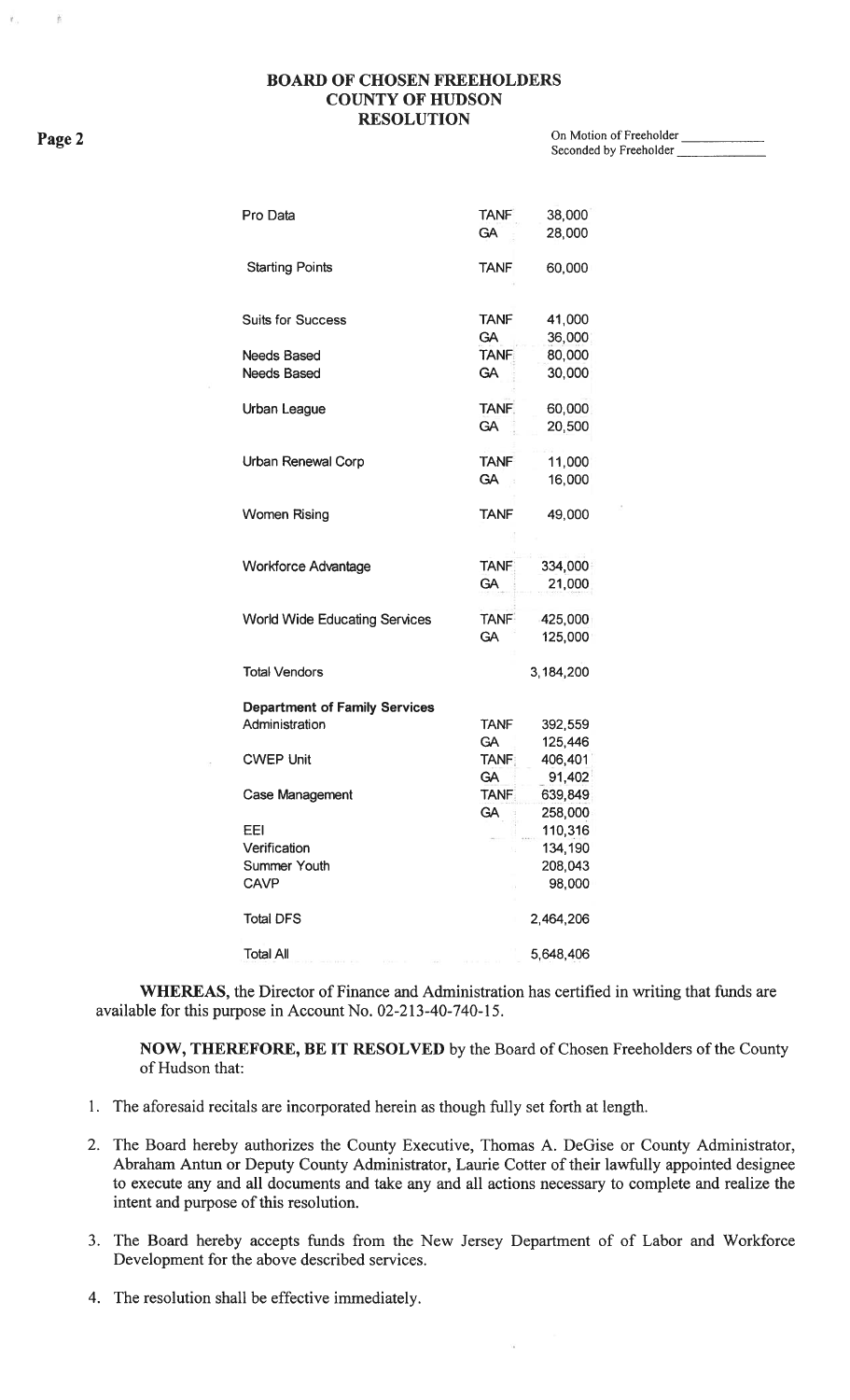# BOARD OF CHOSEN FREEHOLDERS
# COUNTY OF HUDSON
# RESOLUTION

On Motion of Freeholder ____________
Seconded by Freeholder ____________

| | | |
|---|---|---|
| Pro Data | TANF | 38,000 |
| | GA | 28,000 |
| Starting Points | TANF | 60,000 |
| Suits for Success | TANF | 41,000 |
| | GA | 36,000 |
| Needs Based | TANF | 80,000 |
| Needs Based | GA | 30,000 |
| Urban League | TANF | 60,000 |
| | GA | 20,500 |
| Urban Renewal Corp | TANF | 11,000 |
| | GA | 16,000 |
| Women Rising | TANF | 49,000 |
| Workforce Advantage | TANF | 334,000 |
| | GA | 21,000 |
| World Wide Educating Services | TANF | 425,000 |
| | GA | 125,000 |
| Total Vendors | | 3,184,200 |
| **Department of Family Services** | | |
| Administration | TANF | 392,559 |
| | GA | 125,446 |
| CWEP Unit | TANF | 406,401 |
| | GA | 91,402 |
| Case Management | TANF | 639,849 |
| | GA | 258,000 |
| EEI | | 110,316 |
| Verification | | 134,190 |
| Summer Youth | | 208,043 |
| CAVP | | 98,000 |
| Total DFS | | 2,464,206 |
| Total All | | 5,648,406 |

**WHEREAS,** the Director of Finance and Administration has certified in writing that funds are available for this purpose in Account No. 02-213-40-740-15.

**NOW, THEREFORE, BE IT RESOLVED** by the Board of Chosen Freeholders of the County of Hudson that:

1. The aforesaid recitals are incorporated herein as though fully set forth at length.
2. The Board hereby authorizes the County Executive, Thomas A. DeGise or County Administrator, Abraham Antun or Deputy County Administrator, Laurie Cotter of their lawfully appointed designee to execute any and all documents and take any and all actions necessary to complete and realize the intent and purpose of this resolution.
3. The Board hereby accepts funds from the New Jersey Department of of Labor and Workforce Development for the above described services.
4. The resolution shall be effective immediately.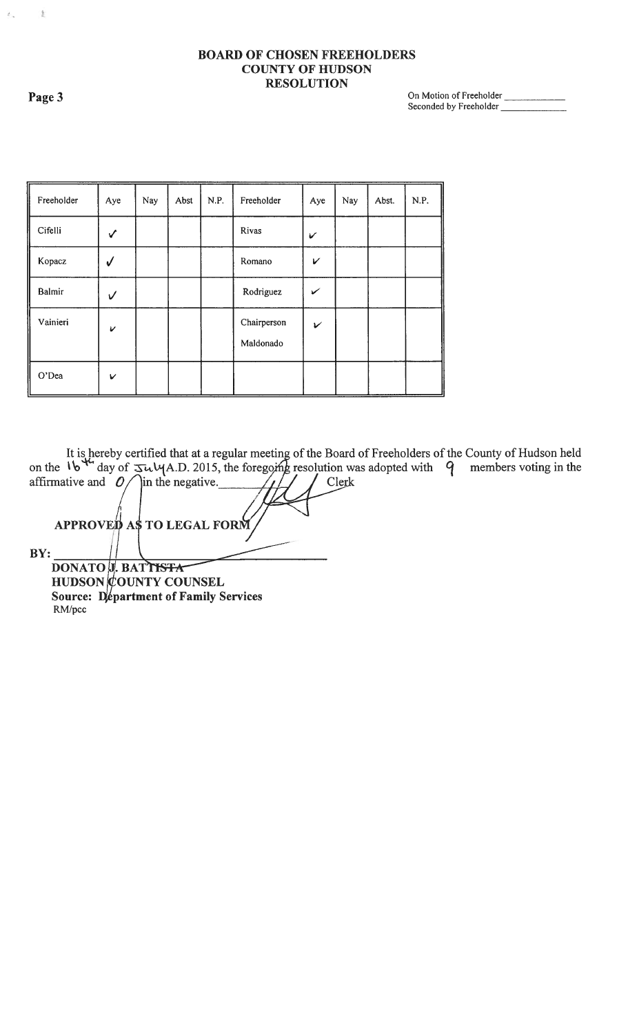# BOARD OF CHOSEN FREEHOLDERS
## COUNTY OF HUDSON
## RESOLUTION

**Page 3**

On Motion of Freeholder ____________
Seconded by Freeholder ____________

| Freeholder | Aye | Nay | Abst | N.P. | Freeholder | Aye | Nay | Abst. | N.P. |
|---|---|---|---|---|---|---|---|---|---|
| Cifelli | ✓ | | | | Rivas | ✓ | | | |
| Kopacz | ✓ | | | | Romano | ✓ | | | |
| Balmir | ✓ | | | | Rodriguez | ✓ | | | |
| Vainieri | ✓ | | | | Chairperson Maldonado | ✓ | | | |
| O'Dea | ✓ | | | | | | | | |

It is hereby certified that at a regular meeting of the Board of Freeholders of the County of Hudson held on the 16th day of July A.D. 2015, the foregoing resolution was adopted with 9 members voting in the affirmative and 0 in the negative. ____________ Clerk

**APPROVED AS TO LEGAL FORM**

**BY:** ____________________________

**DONATO J. BATTISTA**
**HUDSON COUNTY COUNSEL**
**Source: Department of Family Services**
RM/pcc